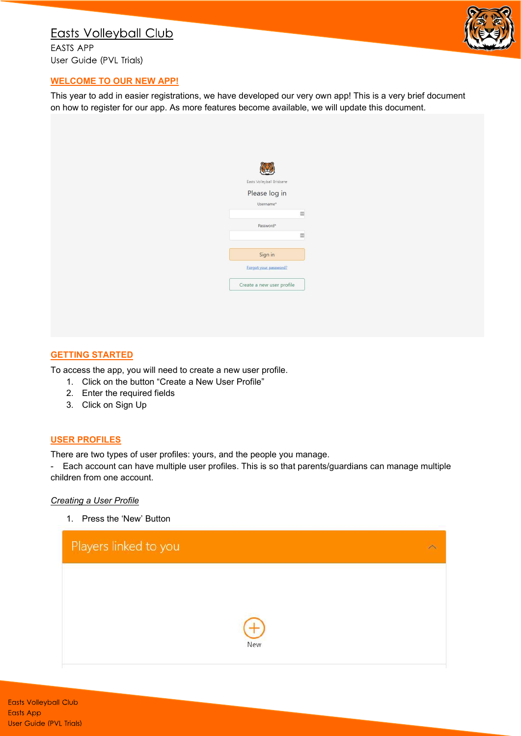# Easts Volleyball Club

EASTS APP

User Guide (PVL Trials)

## WELCOME TO OUR NEW APP!

This year to add in easier registrations, we have developed our very own app! This is a very brief document on how to register for our app. As more features become available, we will update this document.

Easts Volleyball Brisbane

Please log in

Username*

Password*

Sign in

Forgot your password?

Create a new user profile

## GETTING STARTED

To access the app, you will need to create a new user profile.

1. Click on the button "Create a New User Profile"
2. Enter the required fields
3. Click on Sign Up

## USER PROFILES

There are two types of user profiles: yours, and the people you manage.

- Each account can have multiple user profiles. This is so that parents/guardians can manage multiple children from one account.

### *Creating a User Profile*

1. Press the 'New' Button

Players linked to you

New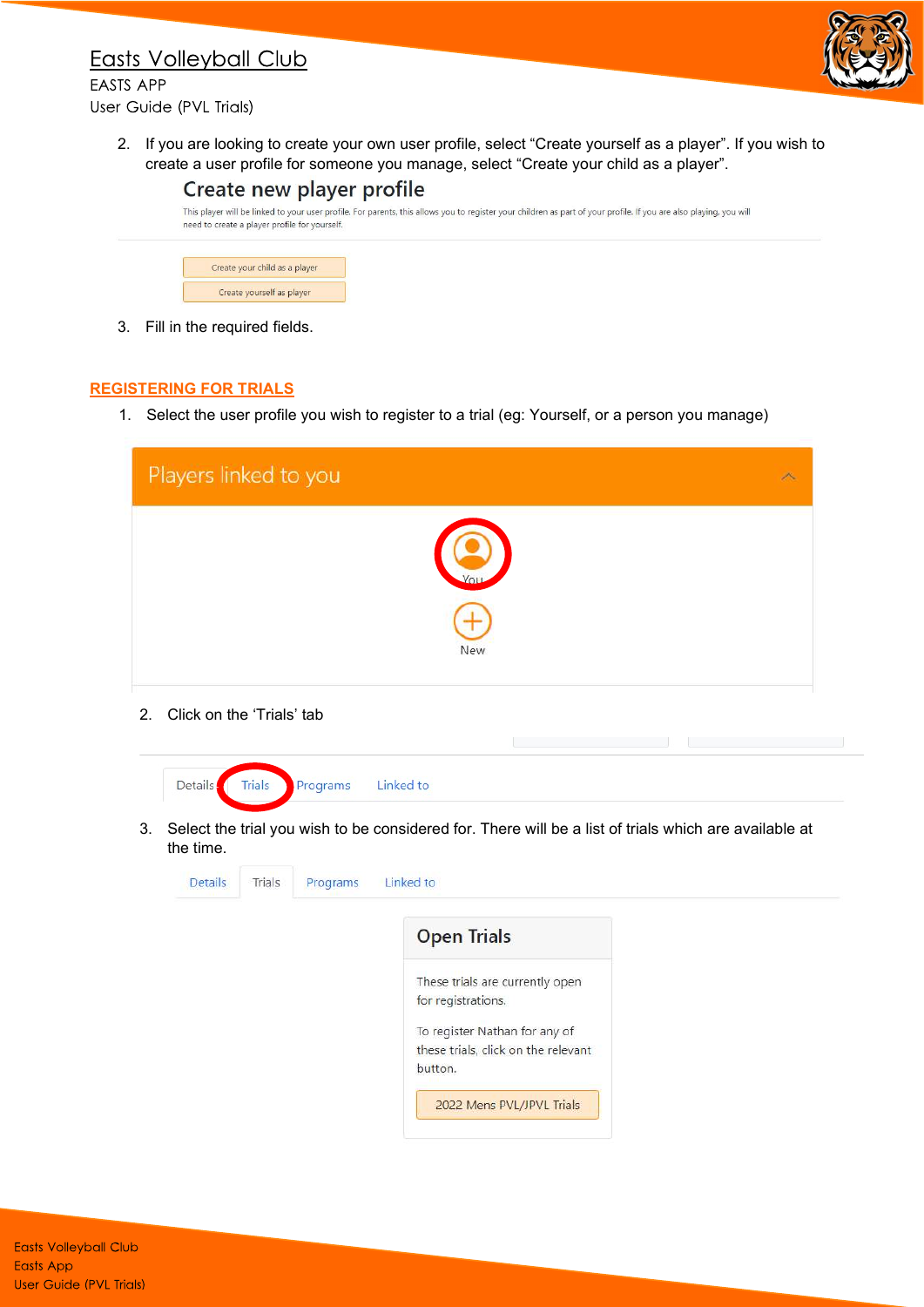2. If you are looking to create your own user profile, select "Create yourself as a player". If you wish to create a user profile for someone you manage, select "Create your child as a player".

## Create new player profile

This player will be linked to your user profile. For parents, this allows you to register your children as part of your profile. If you are also playing, you will need to create a player profile for yourself.

Create your child as a player

Create yourself as player

3. Fill in the required fields.

## REGISTERING FOR TRIALS

1. Select the user profile you wish to register to a trial (eg: Yourself, or a person you manage)

Players linked to you

You

New

2. Click on the 'Trials' tab

Details Trials Programs Linked to

3. Select the trial you wish to be considered for. There will be a list of trials which are available at the time.

Details Trials Programs Linked to

**Open Trials**

These trials are currently open for registrations.

To register Nathan for any of these trials, click on the relevant button.

2022 Mens PVL/JPVL Trials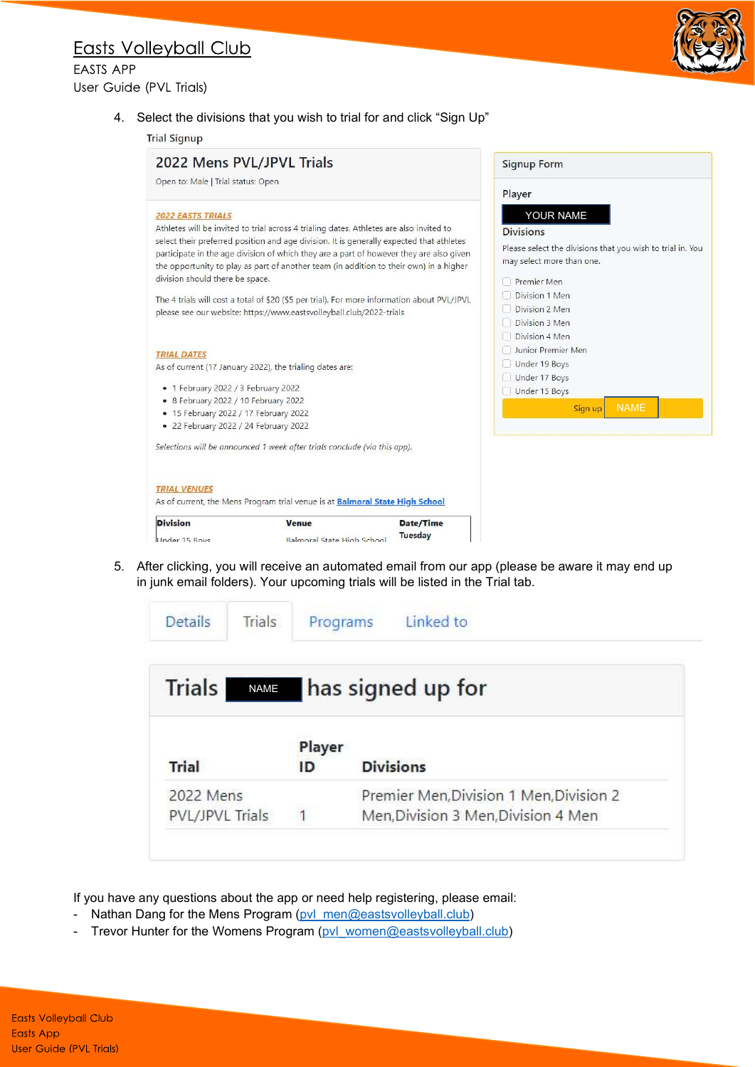4. Select the divisions that you wish to trial for and click "Sign Up"

Trial Signup

## 2022 Mens PVL/JPVL Trials

Open to: Male | Trial status: Open

**2022 EASTS TRIALS**

Athletes will be invited to trial across 4 trialing dates. Athletes are also invited to select their preferred position and age division. It is generally expected that athletes participate in the age division of which they are a part of however they are also given the opportunity to play as part of another team (in addition to their own) in a higher division should there be space.

The 4 trials will cost a total of $20 ($5 per trial). For more information about PVL/JPVL please see our website: https://www.eastsvolleyball.club/2022-trials

**TRIAL DATES**

As of current (17 January 2022), the trialing dates are:

- 1 February 2022 / 3 February 2022
- 8 February 2022 / 10 February 2022
- 15 February 2022 / 17 February 2022
- 22 February 2022 / 24 February 2022

*Selections will be announced 1 week after trials conclude (via this app).*

**TRIAL VENUES**

As of current, the Mens Program trial venue is at Balmoral State High School

| Division | Venue | Date/Time |
|---|---|---|
| Under 15 Boys | Balmoral State High School | Tuesday |

Signup Form

Player

YOUR NAME

Divisions

Please select the divisions that you wish to trial in. You may select more than one.

- [ ] Premier Men
- [ ] Division 1 Men
- [ ] Division 2 Men
- [ ] Division 3 Men
- [ ] Division 4 Men
- [ ] Junior Premier Men
- [ ] Under 19 Boys
- [ ] Under 17 Boys
- [ ] Under 15 Boys

Sign up NAME

5. After clicking, you will receive an automated email from our app (please be aware it may end up in junk email folders). Your upcoming trials will be listed in the Trial tab.

Details | Trials | Programs | Linked to

## Trials NAME has signed up for

| Trial | Player ID | Divisions |
|---|---|---|
| 2022 Mens PVL/JPVL Trials | 1 | Premier Men,Division 1 Men,Division 2 Men,Division 3 Men,Division 4 Men |

If you have any questions about the app or need help registering, please email:

- Nathan Dang for the Mens Program (pvl_men@eastsvolleyball.club)
- Trevor Hunter for the Womens Program (pvl_women@eastsvolleyball.club)